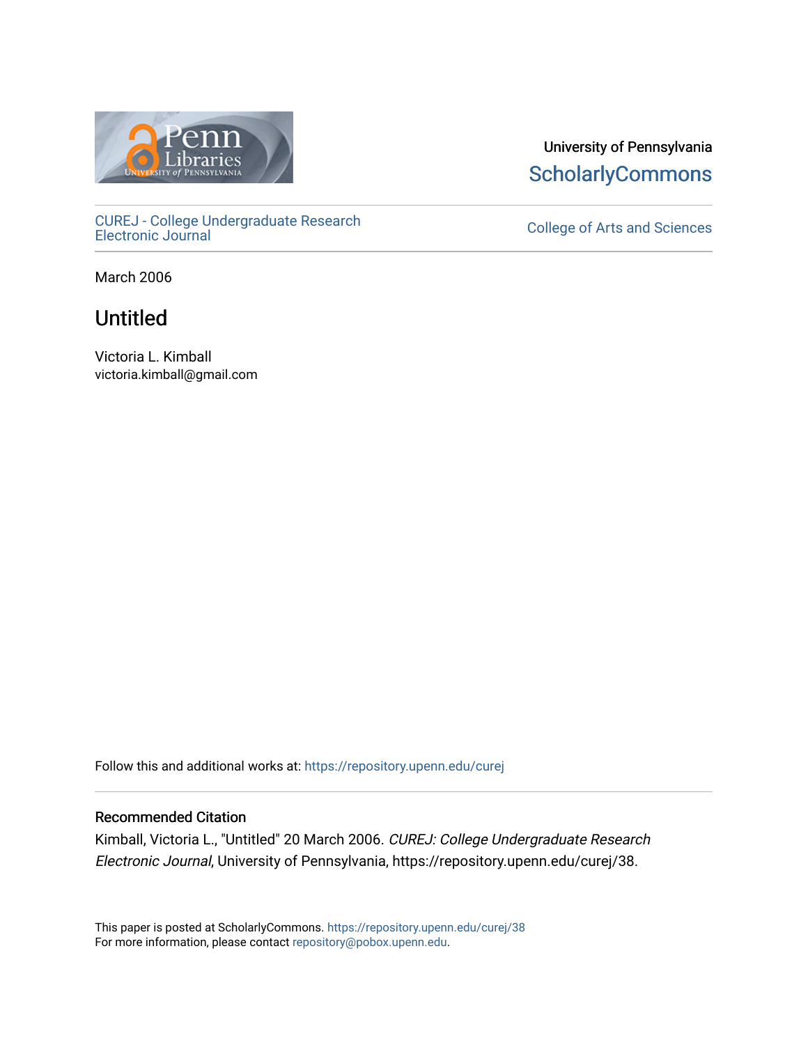University of Pennsylvania
ScholarlyCommons

CUREJ - College Undergraduate Research Electronic Journal

College of Arts and Sciences

March 2006

# Untitled

Victoria L. Kimball
victoria.kimball@gmail.com

Follow this and additional works at: https://repository.upenn.edu/curej

## Recommended Citation

Kimball, Victoria L., "Untitled" 20 March 2006. *CUREJ: College Undergraduate Research Electronic Journal*, University of Pennsylvania, https://repository.upenn.edu/curej/38.

This paper is posted at ScholarlyCommons. https://repository.upenn.edu/curej/38
For more information, please contact repository@pobox.upenn.edu.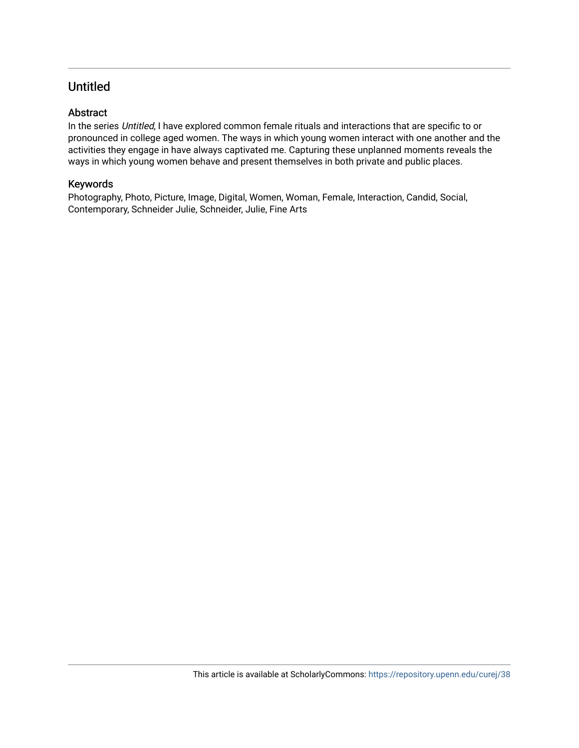## Untitled

### Abstract

In the series *Untitled,* I have explored common female rituals and interactions that are specific to or pronounced in college aged women. The ways in which young women interact with one another and the activities they engage in have always captivated me. Capturing these unplanned moments reveals the ways in which young women behave and present themselves in both private and public places.

### Keywords

Photography, Photo, Picture, Image, Digital, Women, Woman, Female, Interaction, Candid, Social, Contemporary, Schneider Julie, Schneider, Julie, Fine Arts

This article is available at ScholarlyCommons: https://repository.upenn.edu/curej/38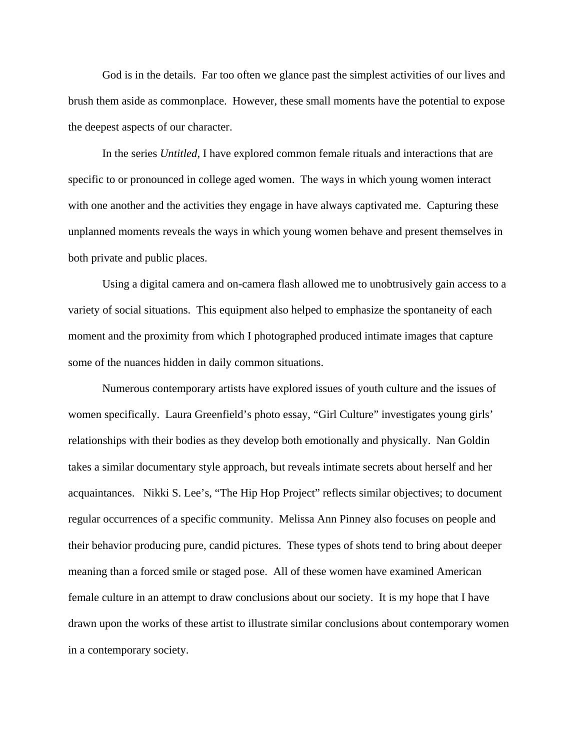God is in the details. Far too often we glance past the simplest activities of our lives and brush them aside as commonplace. However, these small moments have the potential to expose the deepest aspects of our character.

In the series *Untitled*, I have explored common female rituals and interactions that are specific to or pronounced in college aged women. The ways in which young women interact with one another and the activities they engage in have always captivated me. Capturing these unplanned moments reveals the ways in which young women behave and present themselves in both private and public places.

Using a digital camera and on-camera flash allowed me to unobtrusively gain access to a variety of social situations. This equipment also helped to emphasize the spontaneity of each moment and the proximity from which I photographed produced intimate images that capture some of the nuances hidden in daily common situations.

Numerous contemporary artists have explored issues of youth culture and the issues of women specifically. Laura Greenfield's photo essay, "Girl Culture" investigates young girls' relationships with their bodies as they develop both emotionally and physically. Nan Goldin takes a similar documentary style approach, but reveals intimate secrets about herself and her acquaintances. Nikki S. Lee's, "The Hip Hop Project" reflects similar objectives; to document regular occurrences of a specific community. Melissa Ann Pinney also focuses on people and their behavior producing pure, candid pictures. These types of shots tend to bring about deeper meaning than a forced smile or staged pose. All of these women have examined American female culture in an attempt to draw conclusions about our society. It is my hope that I have drawn upon the works of these artist to illustrate similar conclusions about contemporary women in a contemporary society.